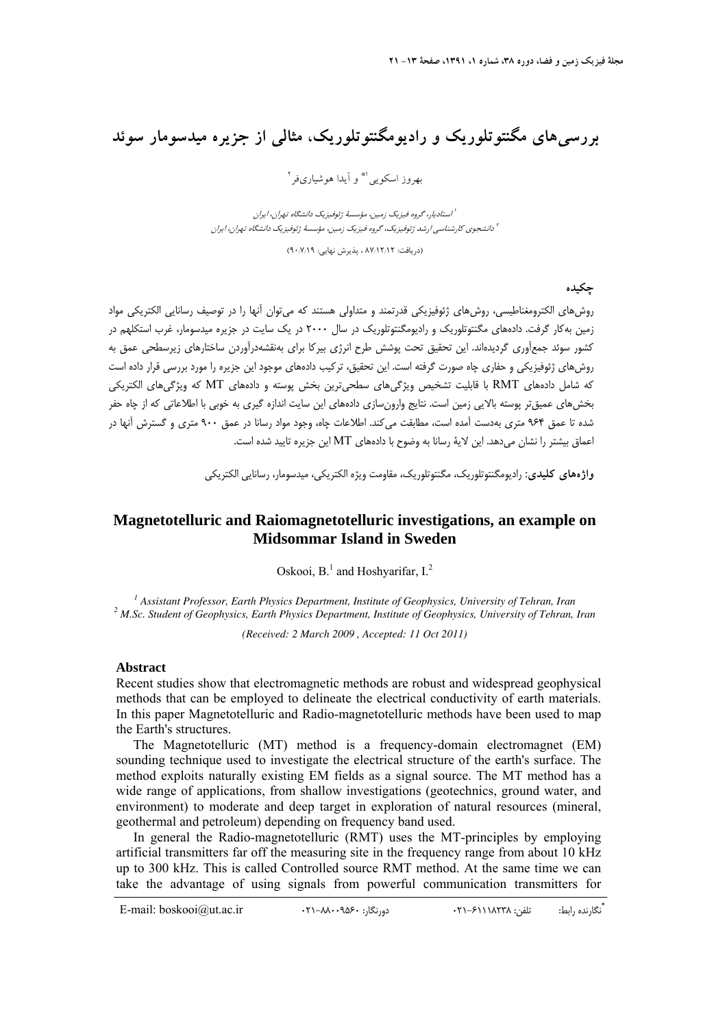# بررسی‌های مگنتوتلوریک و رادیومگنتوتلوریک، مثالی از جزیره میدسومار سوئد

بهروز اسکویی[1*] و آیدا هوشیاری‌فر[2]

[1] استادیار، گروه فیزیک زمین، مؤسسهٔ ژئوفیزیک دانشگاه تهران، ایران
[2] دانشجوی کارشناسی ارشد ژئوفیزیک، گروه فیزیک زمین، مؤسسهٔ ژئوفیزیک دانشگاه تهران، ایران

(دریافت: ۸۷/۱۲/۱۲ ، پذیرش نهایی: ۹۰/۷/۱۹)

## چکیده

روش‌های الکترومغناطیسی، روش‌های ژئوفیزیکی قدرتمند و متداولی هستند که می‌توان آنها را در توصیف رسانایی الکتریکی مواد زمین به‌کار گرفت. داده‌های مگنتوتلوریک و رادیومگنتوتلوریک در سال ۲۰۰۰ در یک سایت در جزیره میدسومار، غرب استکلهم در کشور سوئد جمع‌آوری گردیده‌اند. این تحقیق تحت پوشش طرح انرژی بیرکا برای به‌نقشه‌درآوردن ساختارهای زیرسطحی عمق به روش‌های ژئوفیزیکی و حفاری چاه صورت گرفته است. این تحقیق، ترکیب داده‌های موجود این جزیره را مورد بررسی قرار داده است که شامل داده‌های RMT با قابلیت تشخیص ویژگی‌های سطحی‌ترین بخش پوسته و داده‌های MT که ویژگی‌های الکتریکی بخش‌های عمیق‌تر پوسته بالایی زمین است. نتایج وارون‌سازی داده‌های این سایت اندازه گیری به خوبی با اطلاعاتی که از چاه حفر شده تا عمق ۹۶۴ متری به‌دست آمده است، مطابقت می‌کند. اطلاعات چاه، وجود مواد رسانا در عمق ۹۰۰ متری و گسترش آنها در اعماق بیشتر را نشان می‌دهد. این لایهٔ رسانا به وضوح با داده‌های MT این جزیره تایید شده است.

**واژه‌های کلیدی:** رادیومگنتوتلوریک، مگنتوتلوریک، مقاومت ویژه الکتریکی، میدسومار، رسانایی الکتریکی

# Magnetotelluric and Raiomagnetotelluric investigations, an example on Midsommar Island in Sweden

Oskooi, B.[1] and Hoshyarifar, I.[2]

*[1] Assistant Professor, Earth Physics Department, Institute of Geophysics, University of Tehran, Iran*
*[2] M.Sc. Student of Geophysics, Earth Physics Department, Institute of Geophysics, University of Tehran, Iran*

*(Received: 2 March 2009 , Accepted: 11 Oct 2011)*

## Abstract

Recent studies show that electromagnetic methods are robust and widespread geophysical methods that can be employed to delineate the electrical conductivity of earth materials. In this paper Magnetotelluric and Radio-magnetotelluric methods have been used to map the Earth's structures.

The Magnetotelluric (MT) method is a frequency-domain electromagnet (EM) sounding technique used to investigate the electrical structure of the earth's surface. The method exploits naturally existing EM fields as a signal source. The MT method has a wide range of applications, from shallow investigations (geotechnics, ground water, and environment) to moderate and deep target in exploration of natural resources (mineral, geothermal and petroleum) depending on frequency band used.

In general the Radio-magnetotelluric (RMT) uses the MT-principles by employing artificial transmitters far off the measuring site in the frequency range from about 10 kHz up to 300 kHz. This is called Controlled source RMT method. At the same time we can take the advantage of using signals from powerful communication transmitters for

---

*نگارنده رابط: تلفن: ۶۱۱۱۸۲۳۸-۰۲۱ دورنگار: ۸۸۰۰۹۵۶۰-۰۲۱ E-mail: boskooi@ut.ac.ir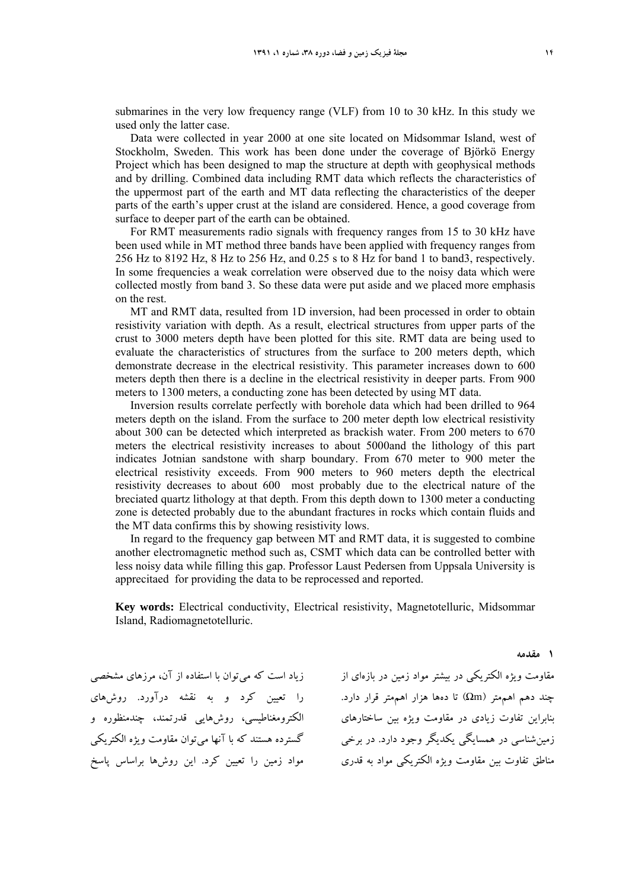submarines in the very low frequency range (VLF) from 10 to 30 kHz. In this study we used only the latter case.

Data were collected in year 2000 at one site located on Midsommar Island, west of Stockholm, Sweden. This work has been done under the coverage of Björkö Energy Project which has been designed to map the structure at depth with geophysical methods and by drilling. Combined data including RMT data which reflects the characteristics of the uppermost part of the earth and MT data reflecting the characteristics of the deeper parts of the earth's upper crust at the island are considered. Hence, a good coverage from surface to deeper part of the earth can be obtained.

For RMT measurements radio signals with frequency ranges from 15 to 30 kHz have been used while in MT method three bands have been applied with frequency ranges from 256 Hz to 8192 Hz, 8 Hz to 256 Hz, and 0.25 s to 8 Hz for band 1 to band3, respectively. In some frequencies a weak correlation were observed due to the noisy data which were collected mostly from band 3. So these data were put aside and we placed more emphasis on the rest.

MT and RMT data, resulted from 1D inversion, had been processed in order to obtain resistivity variation with depth. As a result, electrical structures from upper parts of the crust to 3000 meters depth have been plotted for this site. RMT data are being used to evaluate the characteristics of structures from the surface to 200 meters depth, which demonstrate decrease in the electrical resistivity. This parameter increases down to 600 meters depth then there is a decline in the electrical resistivity in deeper parts. From 900 meters to 1300 meters, a conducting zone has been detected by using MT data.

Inversion results correlate perfectly with borehole data which had been drilled to 964 meters depth on the island. From the surface to 200 meter depth low electrical resistivity about 300 can be detected which interpreted as brackish water. From 200 meters to 670 meters the electrical resistivity increases to about 5000and the lithology of this part indicates Jotnian sandstone with sharp boundary. From 670 meter to 900 meter the electrical resistivity exceeds. From 900 meters to 960 meters depth the electrical resistivity decreases to about 600 most probably due to the electrical nature of the breciated quartz lithology at that depth. From this depth down to 1300 meter a conducting zone is detected probably due to the abundant fractures in rocks which contain fluids and the MT data confirms this by showing resistivity lows.

In regard to the frequency gap between MT and RMT data, it is suggested to combine another electromagnetic method such as, CSMT which data can be controlled better with less noisy data while filling this gap. Professor Laust Pedersen from Uppsala University is apprecitaed for providing the data to be reprocessed and reported.

**Key words:** Electrical conductivity, Electrical resistivity, Magnetotelluric, Midsommar Island, Radiomagnetotelluric.

## ۱ مقدمه

مقاومت ویژه الکتریکی در بیشتر مواد زمین در بازه‌ای از چند دهم اهم‌متر (Ωm) تا ده‌ها هزار اهم‌متر قرار دارد. بنابراین تفاوت زیادی در مقاومت ویژه بین ساختارهای زمین‌شناسی در همسایگی یکدیگر وجود دارد. در برخی مناطق تفاوت بین مقاومت ویژه الکتریکی مواد به قدری زیاد است که می‌توان با استفاده از آن، مرزهای مشخصی را تعیین کرد و به نقشه درآورد. روش‌های الکترومغناطیسی، روش‌هایی قدرتمند، چندمنظوره و گسترده هستند که با آنها می‌توان مقاومت ویژه الکتریکی مواد زمین را تعیین کرد. این روش‌ها براساس پاسخ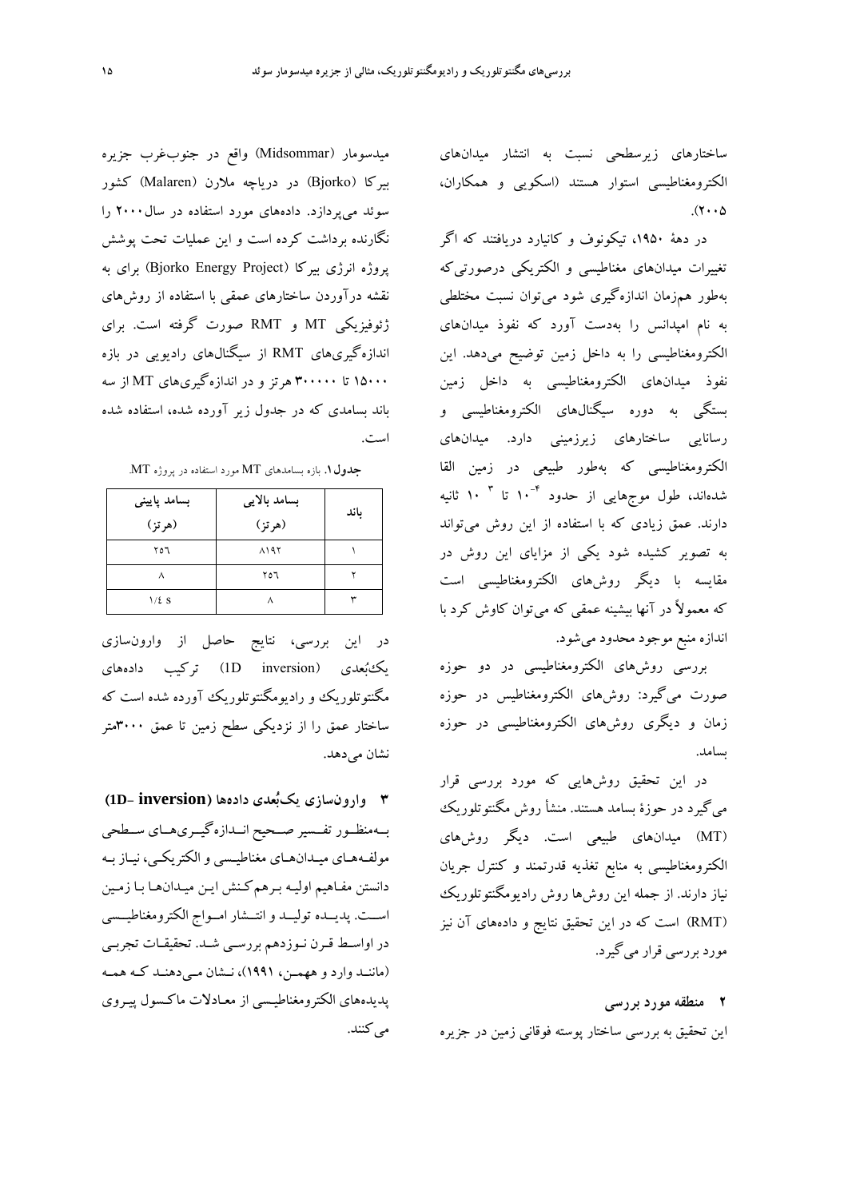ساختارهای زیرسطحی نسبت به انتشار میدان‌های الکترومغناطیسی استوار هستند (اسکویی و همکاران، ۲۰۰۵).

در دههٔ ۱۹۵۰، تیکونوف و کانیارد دریافتند که اگر تغییرات میدان‌های مغناطیسی و الکتریکی درصورتی‌که به‌طور هم‌زمان اندازه‌گیری شود می‌توان نسبت مختلطی به نام امپدانس را به‌دست آورد که نفوذ میدان‌های الکترومغناطیسی را به داخل زمین توضیح می‌دهد. این نفوذ میدان‌های الکترومغناطیسی به داخل زمین بستگی به دوره سیگنال‌های الکترومغناطیسی و رسانایی ساختارهای زیرزمینی دارد. میدان‌های الکترومغناطیسی که به‌طور طبیعی در زمین القا شده‌اند، طول موج‌هایی از حدود $10^{-4}$ تا $10^{3}$ ثانیه دارند. عمق زیادی که با استفاده از این روش می‌تواند به تصویر کشیده شود یکی از مزایای این روش در مقایسه با دیگر روش‌های الکترومغناطیسی است که معمولاً در آنها بیشینه عمقی که می‌توان کاوش کرد با اندازه منبع موجود محدود می‌شود.

بررسی روش‌های الکترومغناطیسی در دو حوزه صورت می‌گیرد: روش‌های الکترومغناطیس در حوزه زمان و دیگری روش‌های الکترومغناطیسی در حوزه بسامد.

در این تحقیق روش‌هایی که مورد بررسی قرار می‌گیرد در حوزهٔ بسامد هستند. منشأ روش مگنتوتلوریک (MT) میدان‌های طبیعی است. دیگر روش‌های الکترومغناطیسی به منابع تغذیه قدرتمند و کنترل جریان نیاز دارند. از جمله این روش‌ها روش رادیومگنتوتلوریک (RMT) است که در این تحقیق نتایج و داده‌های آن نیز مورد بررسی قرار می‌گیرد.

## ۲ منطقه مورد بررسی

این تحقیق به بررسی ساختار پوسته فوقانی زمین در جزیره میدسومار (Midsommar) واقع در جنوب‌غرب جزیره بیرکا (Bjorko) در دریاچه ملارن (Malaren) کشور سوئد می‌پردازد. داده‌های مورد استفاده در سال ۲۰۰۰ را نگارنده برداشت کرده است و این عملیات تحت پوشش پروژه انرژی بیرکا (Bjorko Energy Project) برای به نقشه درآوردن ساختارهای عمقی با استفاده از روش‌های ژئوفیزیکی MT و RMT صورت گرفته است. برای اندازه‌گیری‌های RMT از سیگنال‌های رادیویی در بازه ۱۵۰۰۰ تا ۳۰۰۰۰۰ هرتز و در اندازه‌گیری‌های MT از سه باند بسامدی که در جدول زیر آورده شده، استفاده شده است.

**جدول ۱.** بازه بسامدهای MT مورد استفاده در پروژه MT.

| باند | بسامد بالایی (هرتز) | بسامد پایینی (هرتز) |
|---|---|---|
| ۱ | ۸۱۹۲ | ۲۵۶ |
| ۲ | ۲۵۶ | ۸ |
| ۳ | ۸ | ۱/٤ s |

در این بررسی، نتایج حاصل از وارون‌سازی یک‌بُعدی (1D inversion) ترکیب داده‌های مگنتوتلوریک و رادیومگنتوتلوریک آورده شده است که ساختار عمق را از نزدیکی سطح زمین تا عمق ۳۰۰۰متر نشان می‌دهد.

## ۳ وارون‌سازی یک‌بُعدی داده‌ها (1D- inversion)

به‌منظور تفسیر صحیح اندازه‌گیری‌های سطحی مولفه‌های میدان‌های مغناطیسی و الکتریکی، نیاز به دانستن مفاهیم اولیه برهم‌کنش این میدان‌ها با زمین است. پدیده تولید و انتشار امواج الکترومغناطیسی در اواسط قرن نوزدهم بررسی شد. تحقیقات تجربی (مانند وارد و ههمن، ۱۹۹۱)، نشان می‌دهند که همه پدیده‌های الکترومغناطیسی از معادلات ماکسول پیروی می‌کنند.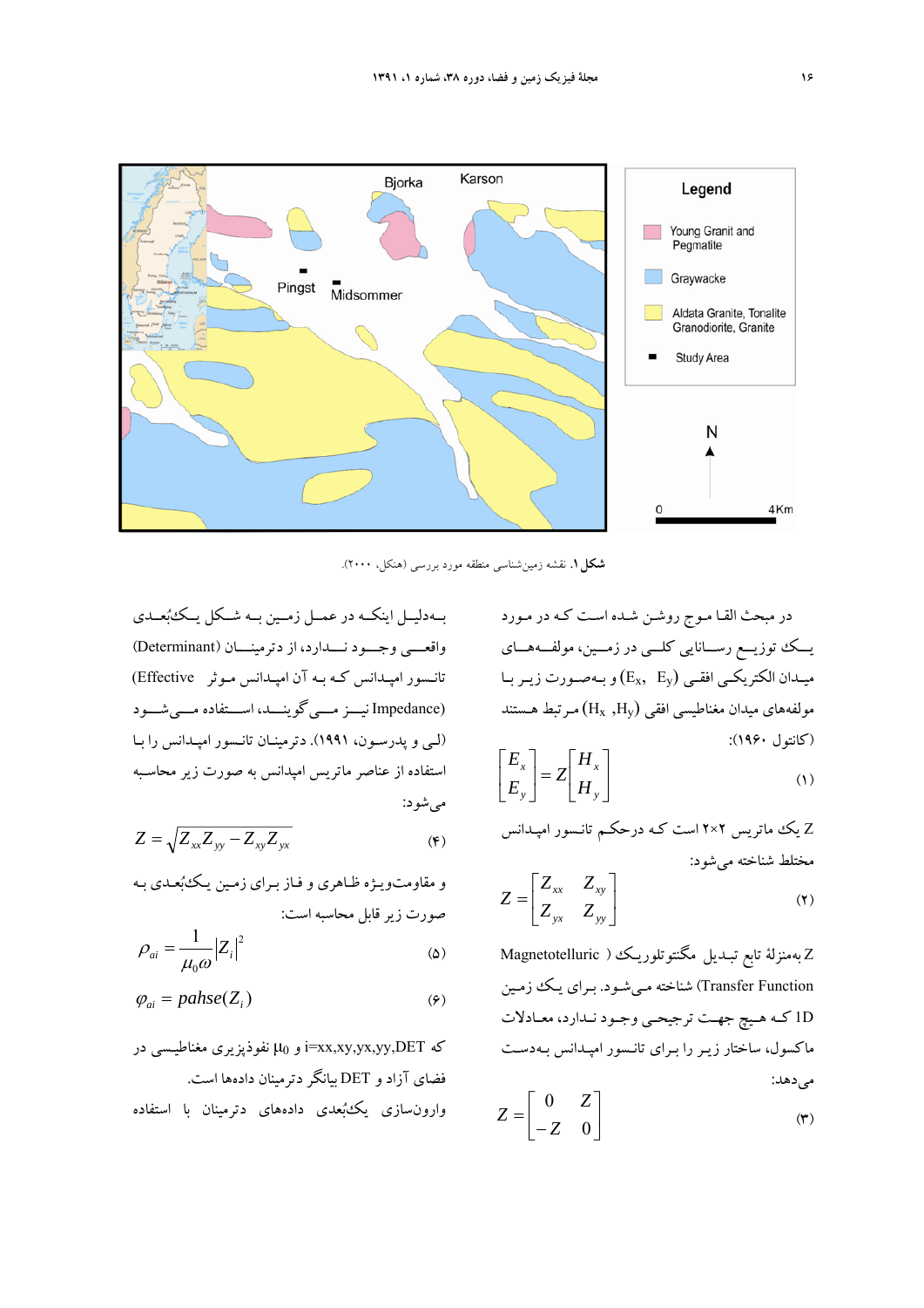**شکل ۱.** نقشه زمین‌شناسی منطقه مورد بررسی (هنکل، ۲۰۰۰).

در مبحث القا موج روشن شده است که در مورد یک توزیع رسانایی کلی در زمین، مولفه‌های میدان الکتریکی افقی $(E_x, E_y)$ و به‌صورت زیر با مولفه‌های میدان مغناطیسی افقی $(H_x, H_y)$ مرتبط هستند (کانتول، ۱۹۶۰):

$$\begin{bmatrix} E_x \\ E_y \end{bmatrix} = Z \begin{bmatrix} H_x \\ H_y \end{bmatrix} \qquad (1)$$

Z یک ماتریس ۲×۲ است که درحکم تانسور امپدانس مختلط شناخته می‌شود:

$$Z = \begin{bmatrix} Z_{xx} & Z_{xy} \\ Z_{yx} & Z_{yy} \end{bmatrix} \qquad (2)$$

Z به‌منزلهٔ تابع تبدیل مگنتوتلوریک (Magnetotelluric Transfer Function) شناخته می‌شود. برای یک زمین 1D که هیچ جهت ترجیحی وجود ندارد، معادلات ماکسول، ساختار زیر را برای تانسور امپدانس به‌دست می‌دهد:

$$Z = \begin{bmatrix} 0 & Z \\ -Z & 0 \end{bmatrix} \qquad (3)$$

به‌دلیل اینکه در عمل زمین به شکل یک‌بُعدی واقعی وجود ندارد، از دترمینان (Determinant) تانسور امپدانس که به آن امپدانس موثر (Effective Impedance) نیز می‌گویند، استفاده می‌شود (لی و پدرسون، ۱۹۹۱). دترمینان تانسور امپدانس را با استفاده از عناصر ماتریس امپدانس به صورت زیر محاسبه می‌شود:

$$Z = \sqrt{Z_{xx}Z_{yy} - Z_{xy}Z_{yx}} \qquad (4)$$

و مقاومت‌ویژه ظاهری و فاز برای زمین یک‌بُعدی به صورت زیر قابل محاسبه است:

$$\rho_{ai} = \frac{1}{\mu_0 \omega} |Z_i|^2 \qquad (5)$$

$$\varphi_{ai} = pahse(Z_i) \qquad (6)$$

که $i$=xx,xy,yx,yy,DET و $\mu_0$ نفوذپزیری مغناطیسی در فضای آزاد و DET بیانگر دترمینان داده‌ها است.

وارون‌سازی یک‌بُعدی داده‌های دترمینان با استفاده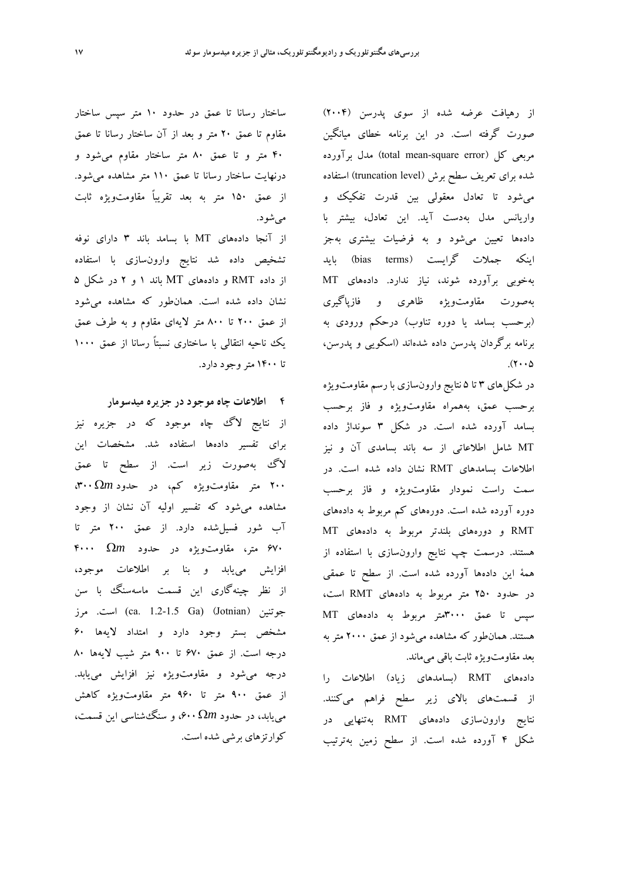از رهیافت عرضه شده از سوی پدرسن (۲۰۰۴) صورت گرفته است. در این برنامه خطای میانگین مربعی کل (total mean-square error) مدل برآورده شده برای تعریف سطح برش (truncation level) استفاده می‌شود تا تعادل معقولی بین قدرت تفکیک و واریانس مدل به‌دست آید. این تعادل، بیشتر با داده‌ها تعیین می‌شود و به فرضیات بیشتری به‌جز اینکه جملات گرایست (bias terms) باید به‌خوبی برآورده شوند، نیاز ندارد. داده‌های MT به‌صورت مقاومت‌ویژه ظاهری و فازپاگیری (برحسب بسامد یا دوره تناوب) درحکم ورودی به برنامه برگردان پدرسن داده شده‌اند (اسکوبی و پدرسن، ۲۰۰۵).

در شکل‌های ۳ تا ۵ نتایج وارون‌سازی با رسم مقاومت‌ویژه برحسب عمق، به‌همراه مقاومت‌ویژه و فاز برحسب بسامد آورده شده است. در شکل ۳ سونداژ داده MT شامل اطلاعاتی از سه باند بسامدی آن و نیز اطلاعات بسامدهای RMT نشان داده شده است. در سمت راست نمودار مقاومت‌ویژه و فاز برحسب دوره آورده شده است. دوره‌های کم مربوط به داده‌های RMT و دوره‌های بلندتر مربوط به داده‌های MT هستند. درسمت چپ نتایج وارون‌سازی با استفاده از همهٔ این داده‌ها آورده شده است. از سطح تا عمقی در حدود ۲۵۰ متر مربوط به داده‌های RMT است، سپس تا عمق ۳۰۰۰متر مربوط به داده‌های MT هستند. همان‌طور که مشاهده می‌شود از عمق ۲۰۰۰ متر به بعد مقاومت‌ویژه ثابت باقی می‌ماند.

داده‌های RMT (بسامدهای زیاد) اطلاعات را از قسمت‌های بالای زیر سطح فراهم می‌کنند. نتایج وارون‌سازی داده‌های RMT به‌تنهایی در شکل ۴ آورده شده است. از سطح زمین به‌ترتیب ساختار رسانا تا عمق در حدود ۱۰ متر سپس ساختار مقاوم تا عمق ۲۰ متر و بعد از آن ساختار رسانا تا عمق ۴۰ متر و تا عمق ۸۰ متر ساختار مقاوم می‌شود و درنهایت ساختار رسانا تا عمق ۱۱۰ متر مشاهده می‌شود. از عمق ۱۵۰ متر به بعد تقریباً مقاومت‌ویژه ثابت می‌شود.

از آنجا داده‌های MT با بسامد باند ۳ دارای نوفه تشخیص داده شد نتایج وارون‌سازی با استفاده از داده RMT و داده‌های MT باند ۱ و ۲ در شکل ۵ نشان داده شده است. همان‌طور که مشاهده می‌شود از عمق ۲۰۰ تا ۸۰۰ متر لایه‌ای مقاوم و به طرف عمق یک ناحیه انتقالی با ساختاری نسبتاً رسانا از عمق ۱۰۰۰ تا ۱۴۰۰ متر وجود دارد.

## ۴ اطلاعات چاه موجود در جزیره میدسومار

از نتایج لاگ چاه موجود که در جزیره نیز برای تفسیر داده‌ها استفاده شد. مشخصات این لاگ به‌صورت زیر است. از سطح تا عمق ۲۰۰ متر مقاومت‌ویژه کم، در حدود $300\,\Omega m$، مشاهده می‌شود که تفسیر اولیه آن نشان از وجود آب شور فسیل‌شده دارد. از عمق ۲۰۰ متر تا ۶۷۰ متر، مقاومت‌ویژه در حدود $4000\,\Omega m$ افزایش می‌یابد و بنا بر اطلاعات موجود، از نظر چینه‌گاری این قسمت ماسه‌سنگ با سن جوتنین (Jotnian) (ca. 1.2-1.5 Ga) است. مرز مشخص بستر وجود دارد و امتداد لایه‌ها ۶۰ درجه است. از عمق ۶۷۰ تا ۹۰۰ متر شیب لایه‌ها ۸۰ درجه می‌شود و مقاومت‌ویژه نیز افزایش می‌یابد. از عمق ۹۰۰ متر تا ۹۶۰ متر مقاومت‌ویژه کاهش می‌یابد، در حدود $600\,\Omega m$، و سنگ‌شناسی این قسمت، کوارتزهای برشی شده است.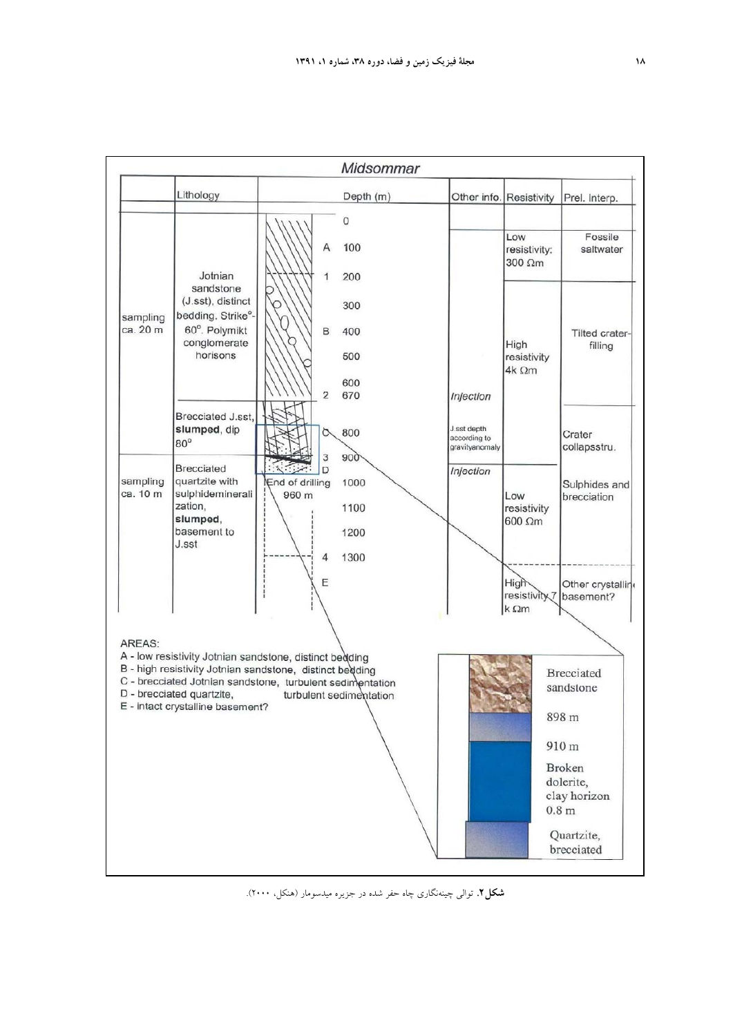| | Lithology | | Depth (m) | Other info. | Resistivity | Prel. Interp. |
|---|---|---|---|---|---|---|
| | | | 0 | | | |
| | | A | 100 | | Low resistivity: 300 Ωm | Fossile saltwater |
| sampling ca. 20 m | Jotnian sandstone (J.sst), distinct bedding. Strike°-60°. Polymikt conglomerate horisons | 1 | 200 | | | |
| | | | 300 | | | |
| | | B | 400 | | High resistivity 4k Ωm | Tilted crater-filling |
| | | | 500 | | | |
| | | | 600 | | | |
| | | 2 | 670 | Injection | | |
| | Brecciated J.sst, **slumped**, dip 80° | C | 800 | J.sst depth according to gravityanomaly | | Crater collapsstru. |
| | | 3 | 900 | | | |
| sampling ca. 10 m | Brecciated quartzite with sulphidemineralization, **slumped**, basement to J.sst | D | | Injection | | |
| | | End of drilling 960 m | 1000 | | Low resistivity 600 Ωm | Sulphides and brecciation |
| | | | 1100 | | | |
| | | | 1200 | | | |
| | | 4 | 1300 | | | |
| | | E | | | High resistivity 7 k Ωm | Other crystalline basement? |

Midsommar

AREAS:
A - low resistivity Jotnian sandstone, distinct bedding
B - high resistivity Jotnian sandstone, distinct bedding
C - brecciated Jotnian sandstone, turbulent sedimentation
D - brecciated quartzite, turbulent sedimentation
E - intact crystalline basement?

Brecciated sandstone
898 m
910 m
Broken dolerite, clay horizon 0.8 m
Quartzite, brecciated

**شکل۲.** توالی چینه‌نگاری چاه حفر شده در جزیره میدسومار (هنکل، ۲۰۰۰).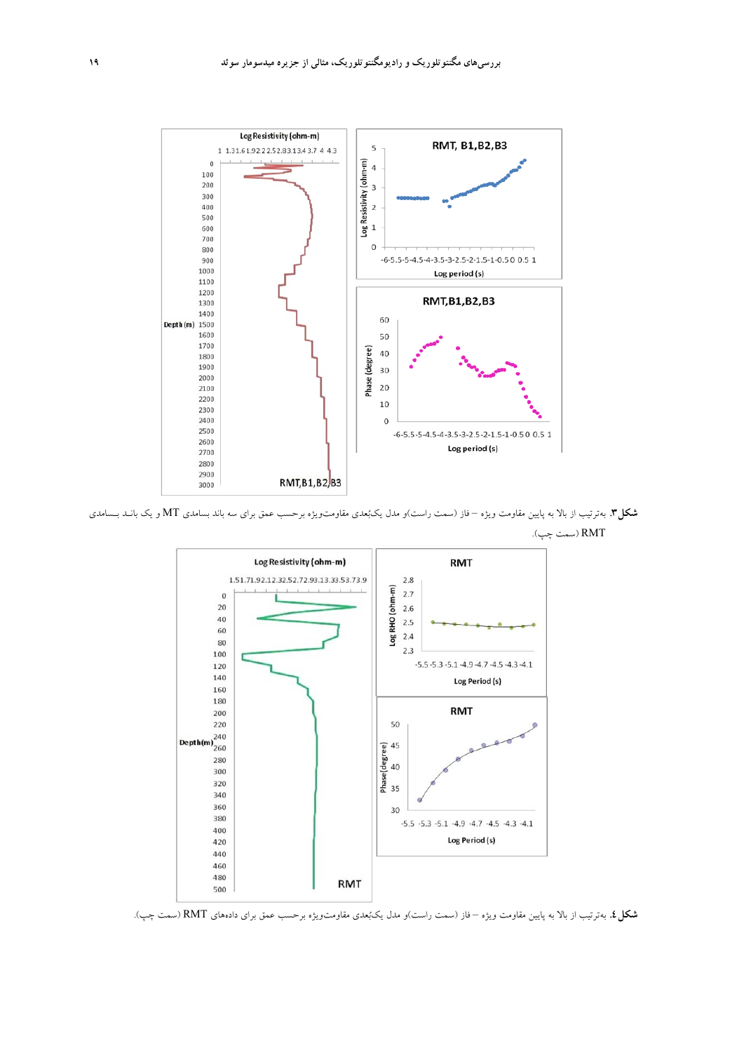**شکل۳.** به‌ترتیب از بالا به پایین مقاومت ویژه – فاز (سمت راست)و مدل یک‌بُعدی مقاومت‌ویژه برحسب عمق برای سه باند بسامدی MT و یک باند بسامدی RMT (سمت چپ).

**شکل٤.** به‌ترتیب از بالا به پایین مقاومت ویژه – فاز (سمت راست)و مدل یک‌بُعدی مقاومت‌ویژه برحسب عمق برای داده‌های RMT (سمت چپ).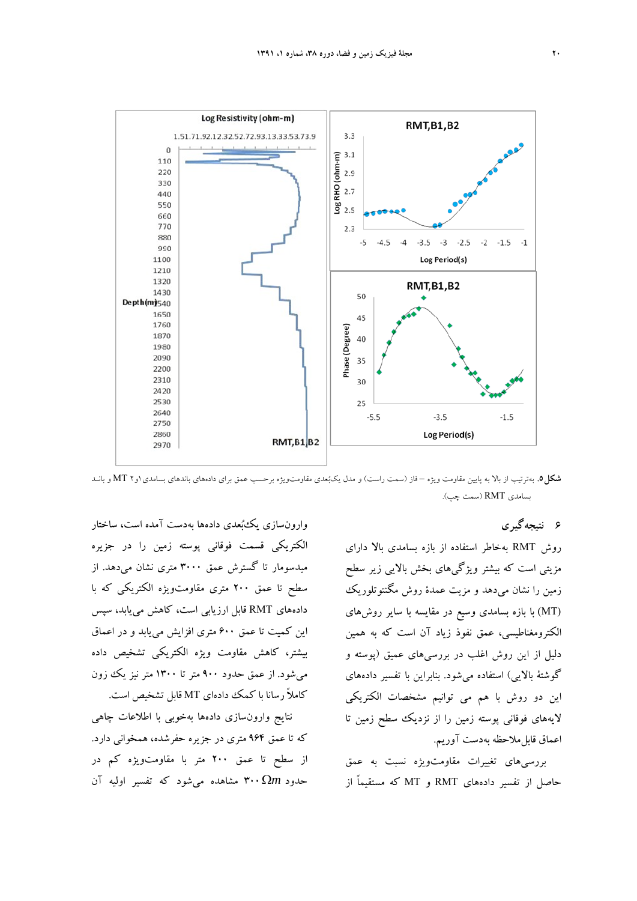**شکل ۵.** به‌ترتیب از بالا به پایین مقاومت ویژه – فاز (سمت راست) و مدل یک‌بعدی مقاومت‌ویژه برحسب عمق برای داده‌های باندهای بسامدی ۱و۲ MT و باند بسامدی RMT (سمت چپ).

## ۶ نتیجه‌گیری

روش RMT به‌خاطر استفاده از بازه بسامدی بالا دارای مزیتی است که بیشتر ویژگی‌های بخش بالایی زیر سطح زمین را نشان می‌دهد و مزیت عمدهٔ روش مگنتوتلوریک (MT) با بازه بسامدی وسیع در مقایسه با سایر روش‌های الکترومغناطیسی، عمق نفوذ زیاد آن است که به همین دلیل از این روش اغلب در بررسی‌های عمیق (پوسته و گوشتهٔ بالایی) استفاده می‌شود. بنابراین با تفسیر داده‌های این دو روش با هم می توانیم مشخصات الکتریکی لایه‌های فوقانی پوسته زمین را از نزدیک سطح زمین تا اعماق قابل ملاحظه به‌دست آوریم.

بررسی‌های تغییرات مقاومت‌ویژه نسبت به عمق حاصل از تفسیر داده‌های RMT و MT که مستقیماً از وارون‌سازی یک‌بُعدی داده‌ها به‌دست آمده است، ساختار الکتریکی قسمت فوقانی پوسته زمین را در جزیره میدسومار تا گسترش عمق ۳۰۰۰ متری نشان می‌دهد. از سطح تا عمق ۲۰۰ متری مقاومت‌ویژه الکتریکی که با داده‌های RMT قابل ارزیابی است، کاهش می‌یابد، سپس این کمیت تا عمق ۶۰۰ متری افزایش می‌یابد و در اعماق بیشتر، کاهش مقاومت ویژه الکتریکی تشخیص داده می‌شود. از عمق حدود ۹۰۰ متر تا ۱۳۰۰ متر نیز یک زون کاملاً رسانا با کمک داده‌ای MT قابل تشخیص است.

نتایج وارون‌سازی داده‌ها به‌خوبی با اطلاعات چاهی که تا عمق ۹۶۴ متری در جزیره حفرشده، همخوانی دارد. از سطح تا عمق ۲۰۰ متر با مقاومت‌ویژه کم در حدود $300\ \Omega m$ مشاهده می‌شود که تفسیر اولیه آن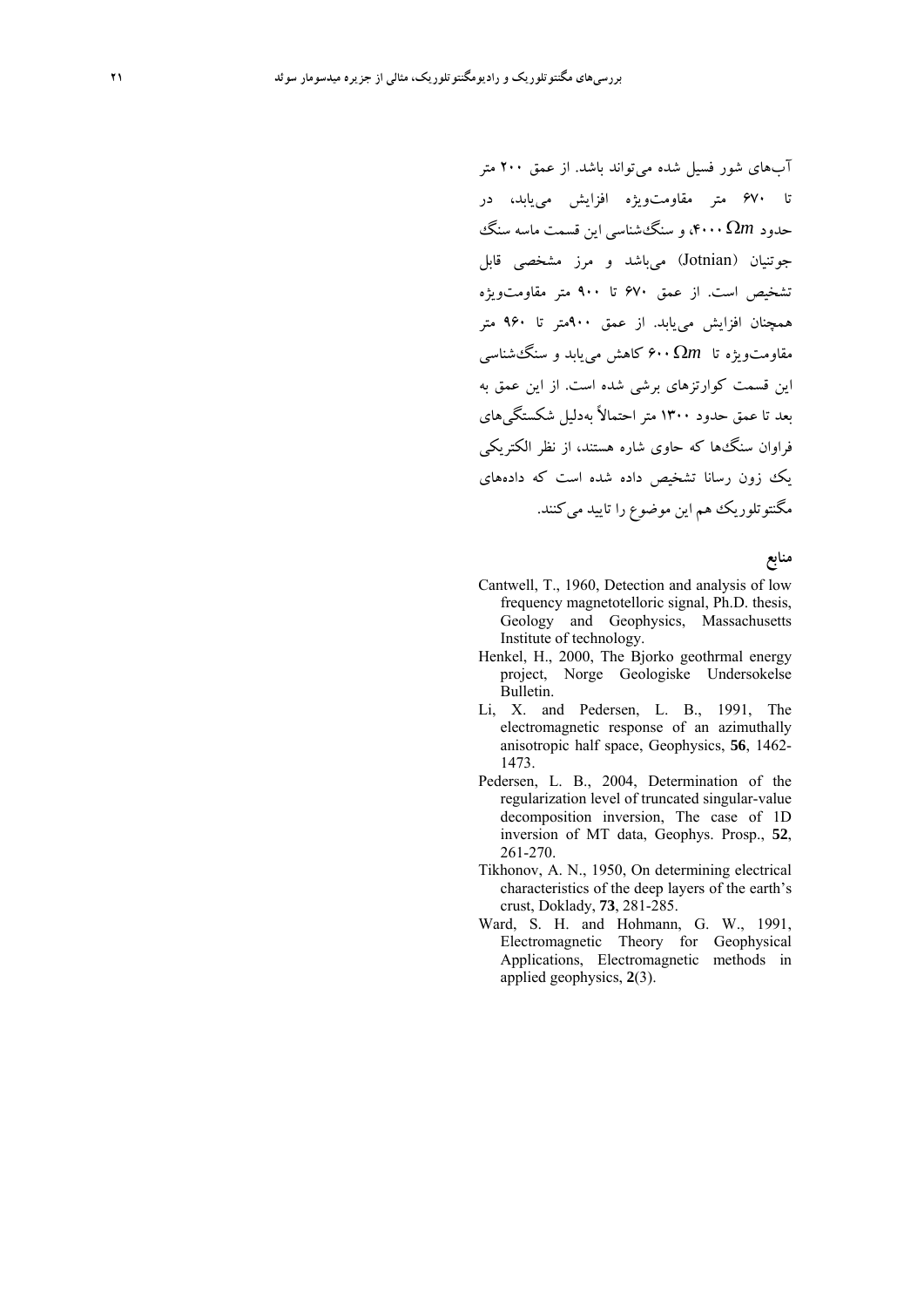آب‌های شور فسیل شده می‌تواند باشد. از عمق ۲۰۰ متر تا ۶۷۰ متر مقاومت‌ویژه افزایش می‌یابد، در حدود ۴۰۰۰ $\Omega m$، و سنگ‌شناسی این قسمت ماسه سنگ جوتنیان (Jotnian) می‌باشد و مرز مشخصی قابل تشخیص است. از عمق ۶۷۰ تا ۹۰۰ متر مقاومت‌ویژه همچنان افزایش می‌یابد. از عمق ۹۰۰متر تا ۹۶۰ متر مقاومت‌ویژه تا ۶۰۰ $\Omega m$ کاهش می‌یابد و سنگ‌شناسی این قسمت کوارتزهای برشی شده است. از این عمق به بعد تا عمق حدود ۱۳۰۰ متر احتمالاً به‌دلیل شکستگی‌های فراوان سنگ‌ها که حاوی شاره هستند، از نظر الکتریکی یک زون رسانا تشخیص داده شده است که داده‌های مگنتوتلوریک هم این موضوع را تایید می‌کنند.

## منابع

Cantwell, T., 1960, Detection and analysis of low frequency magnetotelloric signal, Ph.D. thesis, Geology and Geophysics, Massachusetts Institute of technology.

Henkel, H., 2000, The Bjorko geothrmal energy project, Norge Geologiske Undersokelse Bulletin.

Li, X. and Pedersen, L. B., 1991, The electromagnetic response of an azimuthally anisotropic half space, Geophysics, **56**, 1462-1473.

Pedersen, L. B., 2004, Determination of the regularization level of truncated singular-value decomposition inversion, The case of 1D inversion of MT data, Geophys. Prosp., **52**, 261-270.

Tikhonov, A. N., 1950, On determining electrical characteristics of the deep layers of the earth's crust, Doklady, **73**, 281-285.

Ward, S. H. and Hohmann, G. W., 1991, Electromagnetic Theory for Geophysical Applications, Electromagnetic methods in applied geophysics, **2**(3).